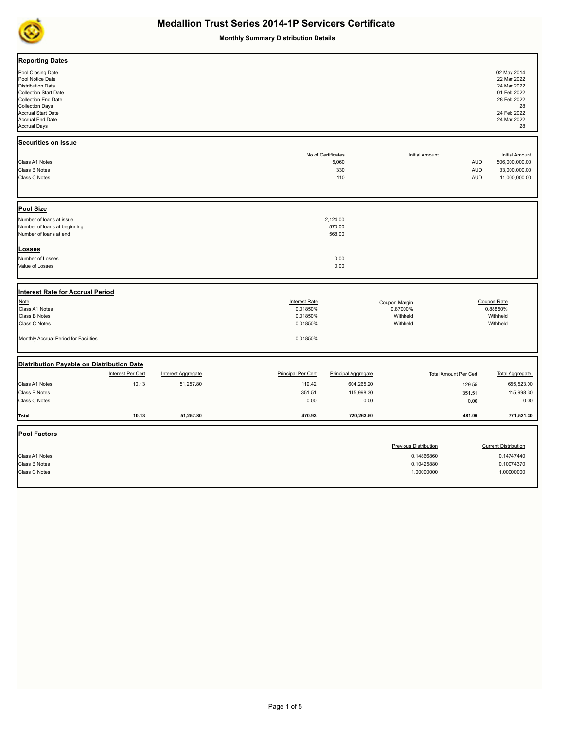# Medallion Trust Series 2014-1P Servicers Certificate

**Monthly Summary Distribution Details**

## Reporting Dates

| | |
|---|---|
| Pool Closing Date | 02 May 2014 |
| Pool Notice Date | 22 Mar 2022 |
| Distribution Date | 24 Mar 2022 |
| Collection Start Date | 01 Feb 2022 |
| Collection End Date | 28 Feb 2022 |
| Collection Days | 28 |
| Accrual Start Date | 24 Feb 2022 |
| Accrual End Date | 24 Mar 2022 |
| Accrual Days | 28 |

## Securities on Issue

| | No of Certificates | Initial Amount | Initial Amount |
|---|---|---|---|
| Class A1 Notes | 5,060 | AUD | 506,000,000.00 |
| Class B Notes | 330 | AUD | 33,000,000.00 |
| Class C Notes | 110 | AUD | 11,000,000.00 |

## Pool Size

| | |
|---|---|
| Number of loans at issue | 2,124.00 |
| Number of loans at beginning | 570.00 |
| Number of loans at end | 568.00 |

## Losses

| | |
|---|---|
| Number of Losses | 0.00 |
| Value of Losses | 0.00 |

## Interest Rate for Accrual Period

| Note | Interest Rate | Coupon Margin | Coupon Rate |
|---|---|---|---|
| Class A1 Notes | 0.01850% | 0.87000% | 0.88850% |
| Class B Notes | 0.01850% | Withheld | Withheld |
| Class C Notes | 0.01850% | Withheld | Withheld |
| Monthly Accrual Period for Facilities | 0.01850% | | |

## Distribution Payable on Distribution Date

| | Interest Per Cert | Interest Aggregate | Principal Per Cert | Principal Aggregate | Total Amount Per Cert | Total Aggregate |
|---|---|---|---|---|---|---|
| Class A1 Notes | 10.13 | 51,257.80 | 119.42 | 604,265.20 | 129.55 | 655,523.00 |
| Class B Notes | | | 351.51 | 115,998.30 | 351.51 | 115,998.30 |
| Class C Notes | | | 0.00 | 0.00 | 0.00 | 0.00 |
| **Total** | **10.13** | **51,257.80** | **470.93** | **720,263.50** | **481.06** | **771,521.30** |

## Pool Factors

| | Previous Distribution | Current Distribution |
|---|---|---|
| Class A1 Notes | 0.14866860 | 0.14747440 |
| Class B Notes | 0.10425880 | 0.10074370 |
| Class C Notes | 1.00000000 | 1.00000000 |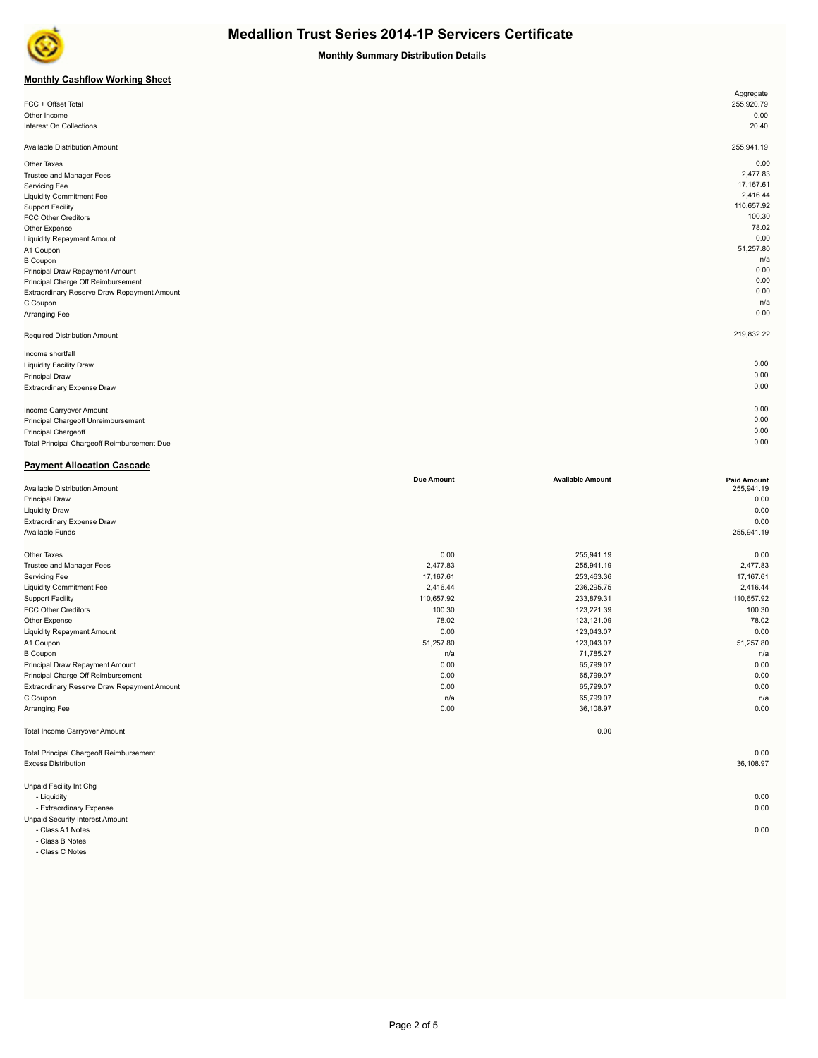# Medallion Trust Series 2014-1P Servicers Certificate

**Monthly Summary Distribution Details**

## Monthly Cashflow Working Sheet

| | Aggregate |
|---|---|
| FCC + Offset Total | 255,920.79 |
| Other Income | 0.00 |
| Interest On Collections | 20.40 |
| | |
| Available Distribution Amount | 255,941.19 |
| | |
| Other Taxes | 0.00 |
| Trustee and Manager Fees | 2,477.83 |
| Servicing Fee | 17,167.61 |
| Liquidity Commitment Fee | 2,416.44 |
| Support Facility | 110,657.92 |
| FCC Other Creditors | 100.30 |
| Other Expense | 78.02 |
| Liquidity Repayment Amount | 0.00 |
| A1 Coupon | 51,257.80 |
| B Coupon | n/a |
| Principal Draw Repayment Amount | 0.00 |
| Principal Charge Off Reimbursement | 0.00 |
| Extraordinary Reserve Draw Repayment Amount | 0.00 |
| C Coupon | n/a |
| Arranging Fee | 0.00 |
| | |
| Required Distribution Amount | 219,832.22 |
| | |
| Income shortfall | |
| Liquidity Facility Draw | 0.00 |
| Principal Draw | 0.00 |
| Extraordinary Expense Draw | 0.00 |
| | |
| Income Carryover Amount | 0.00 |
| Principal Chargeoff Unreimbursement | 0.00 |
| Principal Chargeoff | 0.00 |
| Total Principal Chargeoff Reimbursement Due | 0.00 |

## Payment Allocation Cascade

| | Due Amount | Available Amount | Paid Amount |
|---|---|---|---|
| Available Distribution Amount | | | 255,941.19 |
| Principal Draw | | | 0.00 |
| Liquidity Draw | | | 0.00 |
| Extraordinary Expense Draw | | | 0.00 |
| Available Funds | | | 255,941.19 |
| | | | |
| Other Taxes | 0.00 | 255,941.19 | 0.00 |
| Trustee and Manager Fees | 2,477.83 | 255,941.19 | 2,477.83 |
| Servicing Fee | 17,167.61 | 253,463.36 | 17,167.61 |
| Liquidity Commitment Fee | 2,416.44 | 236,295.75 | 2,416.44 |
| Support Facility | 110,657.92 | 233,879.31 | 110,657.92 |
| FCC Other Creditors | 100.30 | 123,221.39 | 100.30 |
| Other Expense | 78.02 | 123,121.09 | 78.02 |
| Liquidity Repayment Amount | 0.00 | 123,043.07 | 0.00 |
| A1 Coupon | 51,257.80 | 123,043.07 | 51,257.80 |
| B Coupon | n/a | 71,785.27 | n/a |
| Principal Draw Repayment Amount | 0.00 | 65,799.07 | 0.00 |
| Principal Charge Off Reimbursement | 0.00 | 65,799.07 | 0.00 |
| Extraordinary Reserve Draw Repayment Amount | 0.00 | 65,799.07 | 0.00 |
| C Coupon | n/a | 65,799.07 | n/a |
| Arranging Fee | 0.00 | 36,108.97 | 0.00 |
| | | | |
| Total Income Carryover Amount | | 0.00 | |
| | | | |
| Total Principal Chargeoff Reimbursement | | | 0.00 |
| Excess Distribution | | | 36,108.97 |
| | | | |
| Unpaid Facility Int Chg | | | |
| - Liquidity | | | 0.00 |
| - Extraordinary Expense | | | 0.00 |
| Unpaid Security Interest Amount | | | |
| - Class A1 Notes | | | 0.00 |
| - Class B Notes | | | |
| - Class C Notes | | | |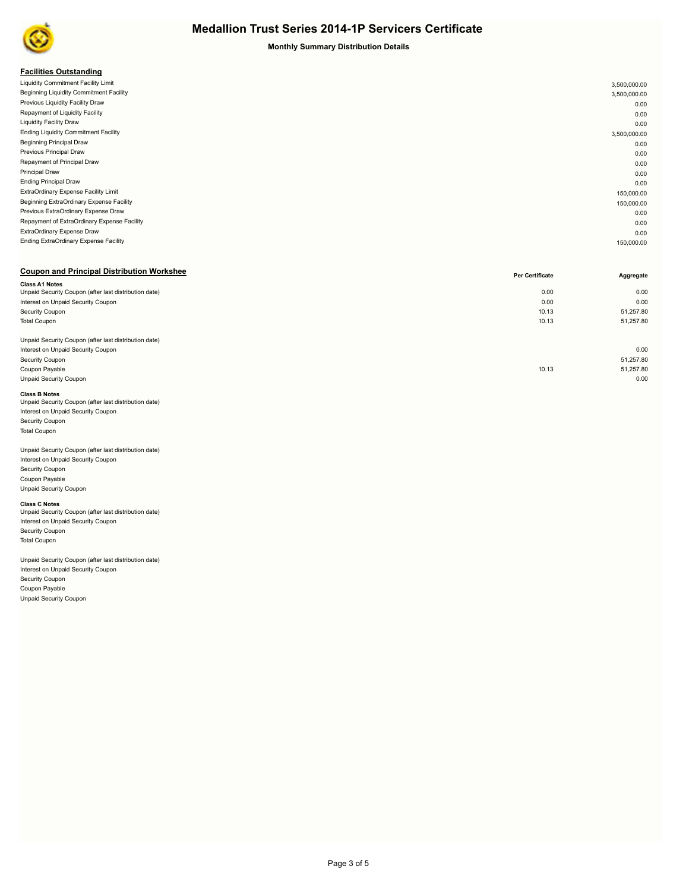# Medallion Trust Series 2014-1P Servicers Certificate

**Monthly Summary Distribution Details**

## Facilities Outstanding

| | |
|---|---|
| Liquidity Commitment Facility Limit | 3,500,000.00 |
| Beginning Liquidity Commitment Facility | 3,500,000.00 |
| Previous Liquidity Facility Draw | 0.00 |
| Repayment of Liquidity Facility | 0.00 |
| Liquidity Facility Draw | 0.00 |
| Ending Liquidity Commitment Facility | 3,500,000.00 |
| Beginning Principal Draw | 0.00 |
| Previous Principal Draw | 0.00 |
| Repayment of Principal Draw | 0.00 |
| Principal Draw | 0.00 |
| Ending Principal Draw | 0.00 |
| ExtraOrdinary Expense Facility Limit | 150,000.00 |
| Beginning ExtraOrdinary Expense Facility | 150,000.00 |
| Previous ExtraOrdinary Expense Draw | 0.00 |
| Repayment of ExtraOrdinary Expense Facility | 0.00 |
| ExtraOrdinary Expense Draw | 0.00 |
| Ending ExtraOrdinary Expense Facility | 150,000.00 |

## Coupon and Principal Distribution Workshee

| | Per Certificate | Aggregate |
|---|---|---|
| **Class A1 Notes** | | |
| Unpaid Security Coupon (after last distribution date) | 0.00 | 0.00 |
| Interest on Unpaid Security Coupon | 0.00 | 0.00 |
| Security Coupon | 10.13 | 51,257.80 |
| Total Coupon | 10.13 | 51,257.80 |
| | | |
| Unpaid Security Coupon (after last distribution date) | | |
| Interest on Unpaid Security Coupon | | 0.00 |
| Security Coupon | | 51,257.80 |
| Coupon Payable | 10.13 | 51,257.80 |
| Unpaid Security Coupon | | 0.00 |
| **Class B Notes** | | |
| Unpaid Security Coupon (after last distribution date) | | |
| Interest on Unpaid Security Coupon | | |
| Security Coupon | | |
| Total Coupon | | |
| | | |
| Unpaid Security Coupon (after last distribution date) | | |
| Interest on Unpaid Security Coupon | | |
| Security Coupon | | |
| Coupon Payable | | |
| Unpaid Security Coupon | | |
| **Class C Notes** | | |
| Unpaid Security Coupon (after last distribution date) | | |
| Interest on Unpaid Security Coupon | | |
| Security Coupon | | |
| Total Coupon | | |
| | | |
| Unpaid Security Coupon (after last distribution date) | | |
| Interest on Unpaid Security Coupon | | |
| Security Coupon | | |
| Coupon Payable | | |
| Unpaid Security Coupon | | |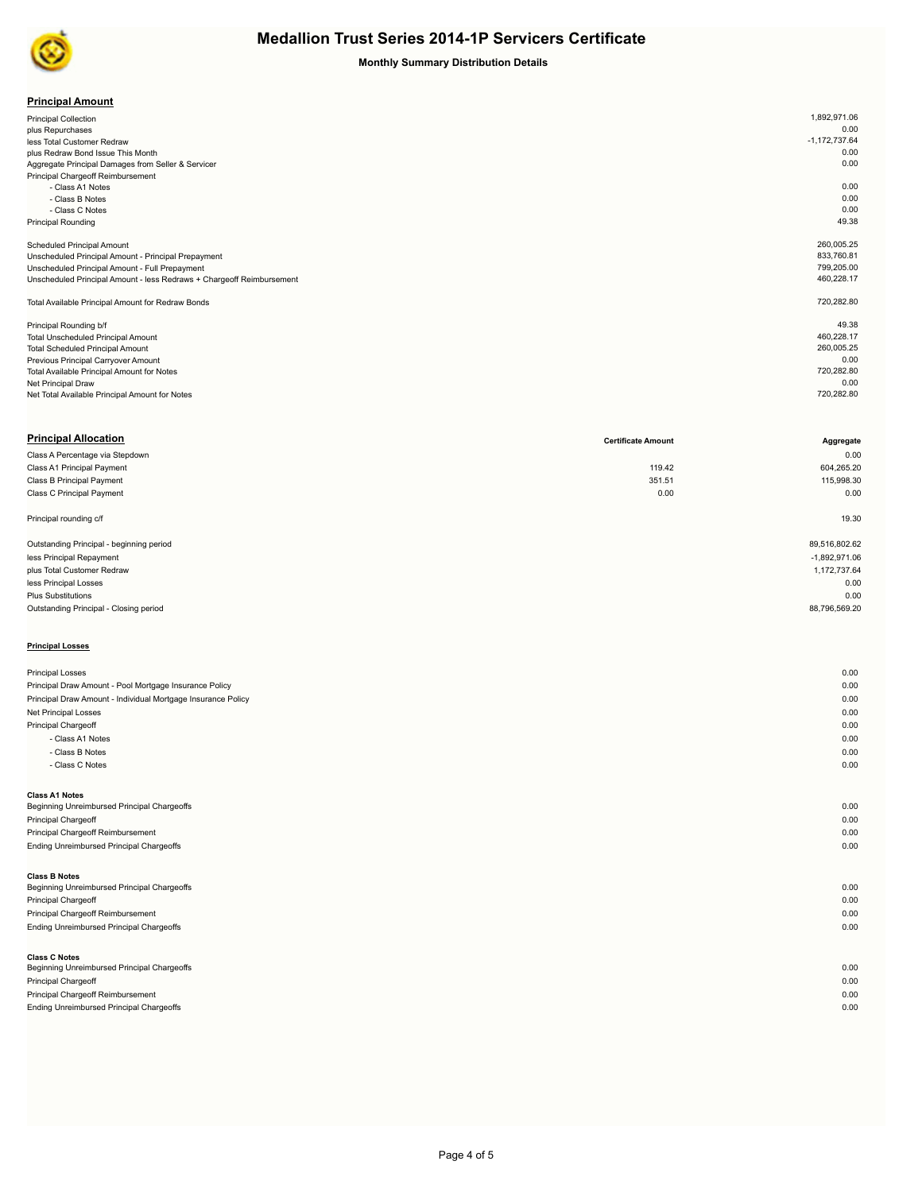# Medallion Trust Series 2014-1P Servicers Certificate

**Monthly Summary Distribution Details**

## Principal Amount

| | |
|---|---|
| Principal Collection | 1,892,971.06 |
| plus Repurchases | 0.00 |
| less Total Customer Redraw | -1,172,737.64 |
| plus Redraw Bond Issue This Month | 0.00 |
| Aggregate Principal Damages from Seller & Servicer | 0.00 |
| Principal Chargeoff Reimbursement | |
| - Class A1 Notes | 0.00 |
| - Class B Notes | 0.00 |
| - Class C Notes | 0.00 |
| Principal Rounding | 49.38 |
| | |
| Scheduled Principal Amount | 260,005.25 |
| Unscheduled Principal Amount - Principal Prepayment | 833,760.81 |
| Unscheduled Principal Amount - Full Prepayment | 799,205.00 |
| Unscheduled Principal Amount - less Redraws + Chargeoff Reimbursement | 460,228.17 |
| | |
| Total Available Principal Amount for Redraw Bonds | 720,282.80 |
| | |
| Principal Rounding b/f | 49.38 |
| Total Unscheduled Principal Amount | 460,228.17 |
| Total Scheduled Principal Amount | 260,005.25 |
| Previous Principal Carryover Amount | 0.00 |
| Total Available Principal Amount for Notes | 720,282.80 |
| Net Principal Draw | 0.00 |
| Net Total Available Principal Amount for Notes | 720,282.80 |

## Principal Allocation

| | Certificate Amount | Aggregate |
|---|---|---|
| Class A Percentage via Stepdown | | 0.00 |
| Class A1 Principal Payment | 119.42 | 604,265.20 |
| Class B Principal Payment | 351.51 | 115,998.30 |
| Class C Principal Payment | 0.00 | 0.00 |
| | | |
| Principal rounding c/f | | 19.30 |
| | | |
| Outstanding Principal - beginning period | | 89,516,802.62 |
| less Principal Repayment | | -1,892,971.06 |
| plus Total Customer Redraw | | 1,172,737.64 |
| less Principal Losses | | 0.00 |
| Plus Substitutions | | 0.00 |
| Outstanding Principal - Closing period | | 88,796,569.20 |

### Principal Losses

| | |
|---|---|
| Principal Losses | 0.00 |
| Principal Draw Amount - Pool Mortgage Insurance Policy | 0.00 |
| Principal Draw Amount - Individual Mortgage Insurance Policy | 0.00 |
| Net Principal Losses | 0.00 |
| Principal Chargeoff | 0.00 |
| - Class A1 Notes | 0.00 |
| - Class B Notes | 0.00 |
| - Class C Notes | 0.00 |

**Class A1 Notes**

| | |
|---|---|
| Beginning Unreimbursed Principal Chargeoffs | 0.00 |
| Principal Chargeoff | 0.00 |
| Principal Chargeoff Reimbursement | 0.00 |
| Ending Unreimbursed Principal Chargeoffs | 0.00 |

**Class B Notes**

| | |
|---|---|
| Beginning Unreimbursed Principal Chargeoffs | 0.00 |
| Principal Chargeoff | 0.00 |
| Principal Chargeoff Reimbursement | 0.00 |
| Ending Unreimbursed Principal Chargeoffs | 0.00 |

**Class C Notes**

| | |
|---|---|
| Beginning Unreimbursed Principal Chargeoffs | 0.00 |
| Principal Chargeoff | 0.00 |
| Principal Chargeoff Reimbursement | 0.00 |
| Ending Unreimbursed Principal Chargeoffs | 0.00 |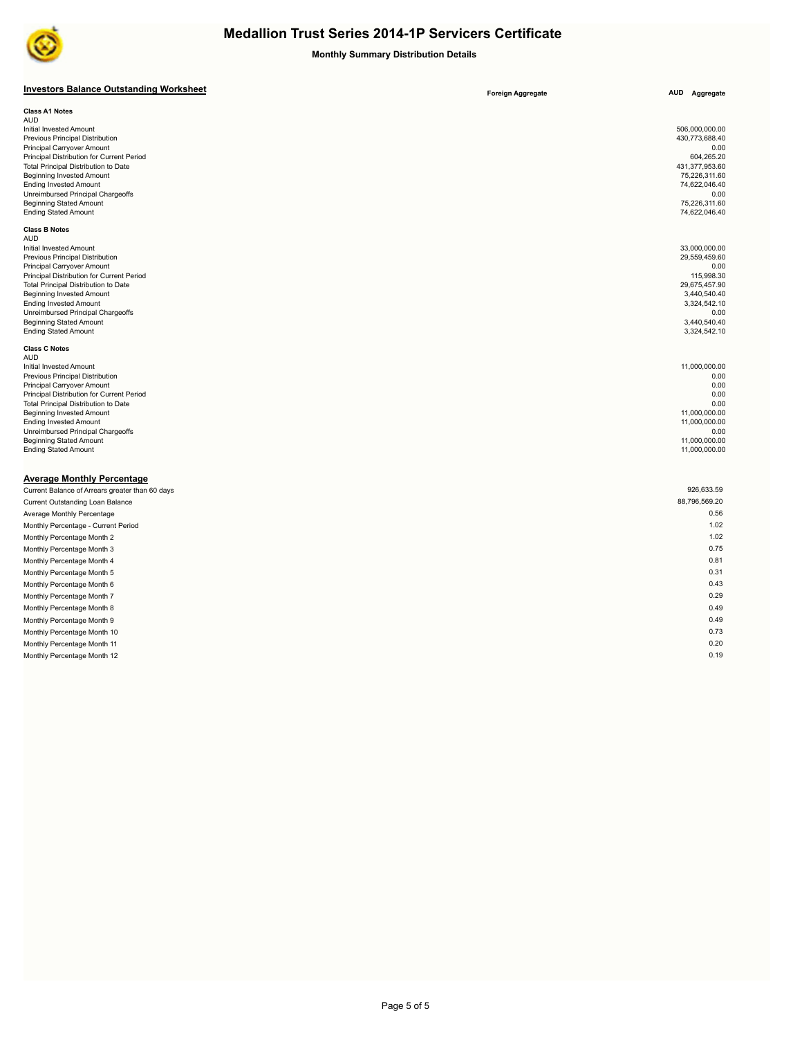# Medallion Trust Series 2014-1P Servicers Certificate

**Monthly Summary Distribution Details**

## Investors Balance Outstanding Worksheet

| | Foreign Aggregate | AUD Aggregate |
|---|---|---|
| **Class A1 Notes** | | |
| AUD | | |
| Initial Invested Amount | | 506,000,000.00 |
| Previous Principal Distribution | | 430,773,688.40 |
| Principal Carryover Amount | | 0.00 |
| Principal Distribution for Current Period | | 604,265.20 |
| Total Principal Distribution to Date | | 431,377,953.60 |
| Beginning Invested Amount | | 75,226,311.60 |
| Ending Invested Amount | | 74,622,046.40 |
| Unreimbursed Principal Chargeoffs | | 0.00 |
| Beginning Stated Amount | | 75,226,311.60 |
| Ending Stated Amount | | 74,622,046.40 |
| **Class B Notes** | | |
| AUD | | |
| Initial Invested Amount | | 33,000,000.00 |
| Previous Principal Distribution | | 29,559,459.60 |
| Principal Carryover Amount | | 0.00 |
| Principal Distribution for Current Period | | 115,998.30 |
| Total Principal Distribution to Date | | 29,675,457.90 |
| Beginning Invested Amount | | 3,440,540.40 |
| Ending Invested Amount | | 3,324,542.10 |
| Unreimbursed Principal Chargeoffs | | 0.00 |
| Beginning Stated Amount | | 3,440,540.40 |
| Ending Stated Amount | | 3,324,542.10 |
| **Class C Notes** | | |
| AUD | | |
| Initial Invested Amount | | 11,000,000.00 |
| Previous Principal Distribution | | 0.00 |
| Principal Carryover Amount | | 0.00 |
| Principal Distribution for Current Period | | 0.00 |
| Total Principal Distribution to Date | | 0.00 |
| Beginning Invested Amount | | 11,000,000.00 |
| Ending Invested Amount | | 11,000,000.00 |
| Unreimbursed Principal Chargeoffs | | 0.00 |
| Beginning Stated Amount | | 11,000,000.00 |
| Ending Stated Amount | | 11,000,000.00 |

## Average Monthly Percentage

| | |
|---|---|
| Current Balance of Arrears greater than 60 days | 926,633.59 |
| Current Outstanding Loan Balance | 88,796,569.20 |
| Average Monthly Percentage | 0.56 |
| Monthly Percentage - Current Period | 1.02 |
| Monthly Percentage Month 2 | 1.02 |
| Monthly Percentage Month 3 | 0.75 |
| Monthly Percentage Month 4 | 0.81 |
| Monthly Percentage Month 5 | 0.31 |
| Monthly Percentage Month 6 | 0.43 |
| Monthly Percentage Month 7 | 0.29 |
| Monthly Percentage Month 8 | 0.49 |
| Monthly Percentage Month 9 | 0.49 |
| Monthly Percentage Month 10 | 0.73 |
| Monthly Percentage Month 11 | 0.20 |
| Monthly Percentage Month 12 | 0.19 |